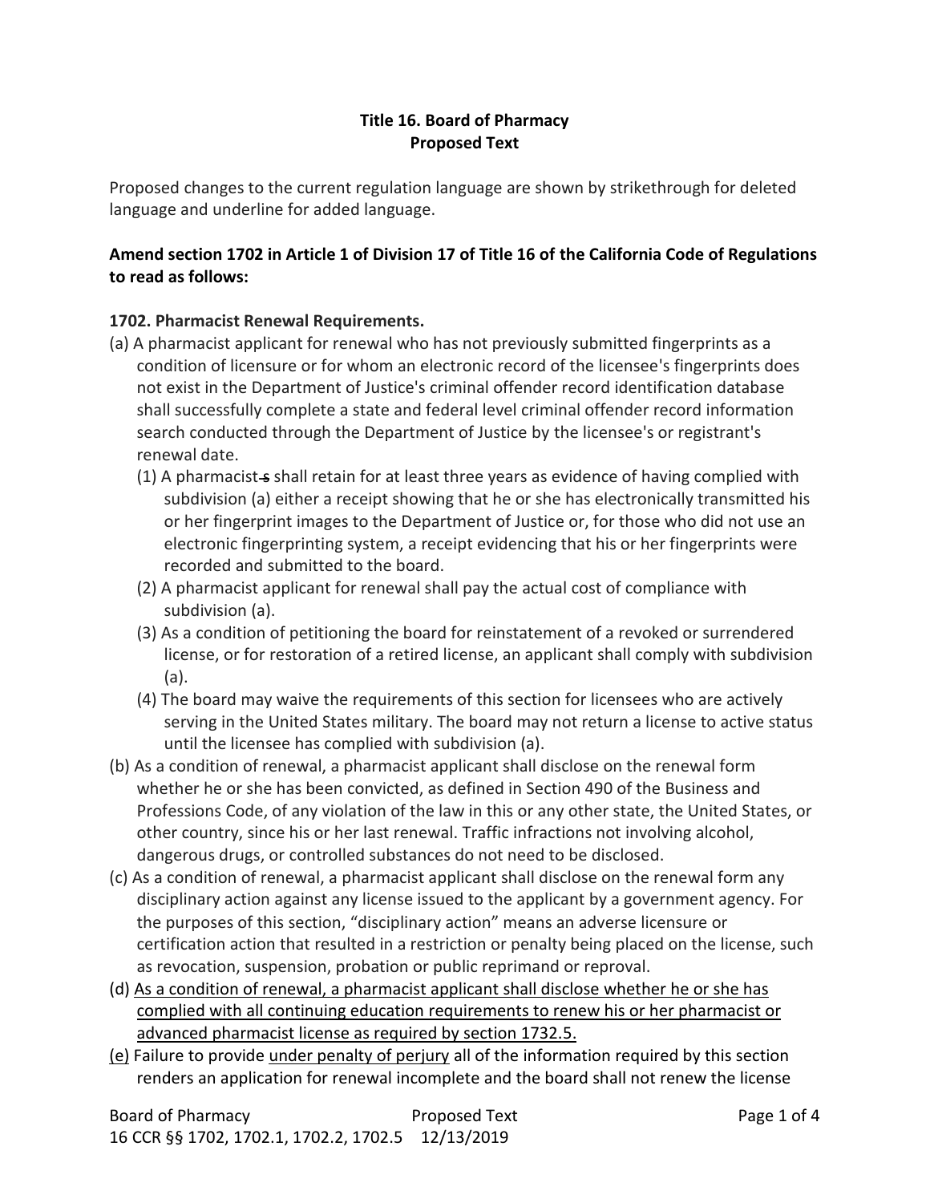**Title 16. Board of Pharmacy**
**Proposed Text**

Proposed changes to the current regulation language are shown by strikethrough for deleted language and underline for added language.

**Amend section 1702 in Article 1 of Division 17 of Title 16 of the California Code of Regulations to read as follows:**

**1702. Pharmacist Renewal Requirements.**

(a) A pharmacist applicant for renewal who has not previously submitted fingerprints as a condition of licensure or for whom an electronic record of the licensee's fingerprints does not exist in the Department of Justice's criminal offender record identification database shall successfully complete a state and federal level criminal offender record information search conducted through the Department of Justice by the licensee's or registrant's renewal date.

(1) A pharmacist~~s~~ shall retain for at least three years as evidence of having complied with subdivision (a) either a receipt showing that he or she has electronically transmitted his or her fingerprint images to the Department of Justice or, for those who did not use an electronic fingerprinting system, a receipt evidencing that his or her fingerprints were recorded and submitted to the board.

(2) A pharmacist applicant for renewal shall pay the actual cost of compliance with subdivision (a).

(3) As a condition of petitioning the board for reinstatement of a revoked or surrendered license, or for restoration of a retired license, an applicant shall comply with subdivision (a).

(4) The board may waive the requirements of this section for licensees who are actively serving in the United States military. The board may not return a license to active status until the licensee has complied with subdivision (a).

(b) As a condition of renewal, a pharmacist applicant shall disclose on the renewal form whether he or she has been convicted, as defined in Section 490 of the Business and Professions Code, of any violation of the law in this or any other state, the United States, or other country, since his or her last renewal. Traffic infractions not involving alcohol, dangerous drugs, or controlled substances do not need to be disclosed.

(c) As a condition of renewal, a pharmacist applicant shall disclose on the renewal form any disciplinary action against any license issued to the applicant by a government agency. For the purposes of this section, "disciplinary action" means an adverse licensure or certification action that resulted in a restriction or penalty being placed on the license, such as revocation, suspension, probation or public reprimand or reproval.

(d) <u>As a condition of renewal, a pharmacist applicant shall disclose whether he or she has complied with all continuing education requirements to renew his or her pharmacist or advanced pharmacist license as required by section 1732.5.</u>

<u>(e)</u> Failure to provide <u>under penalty of perjury</u> all of the information required by this section renders an application for renewal incomplete and the board shall not renew the license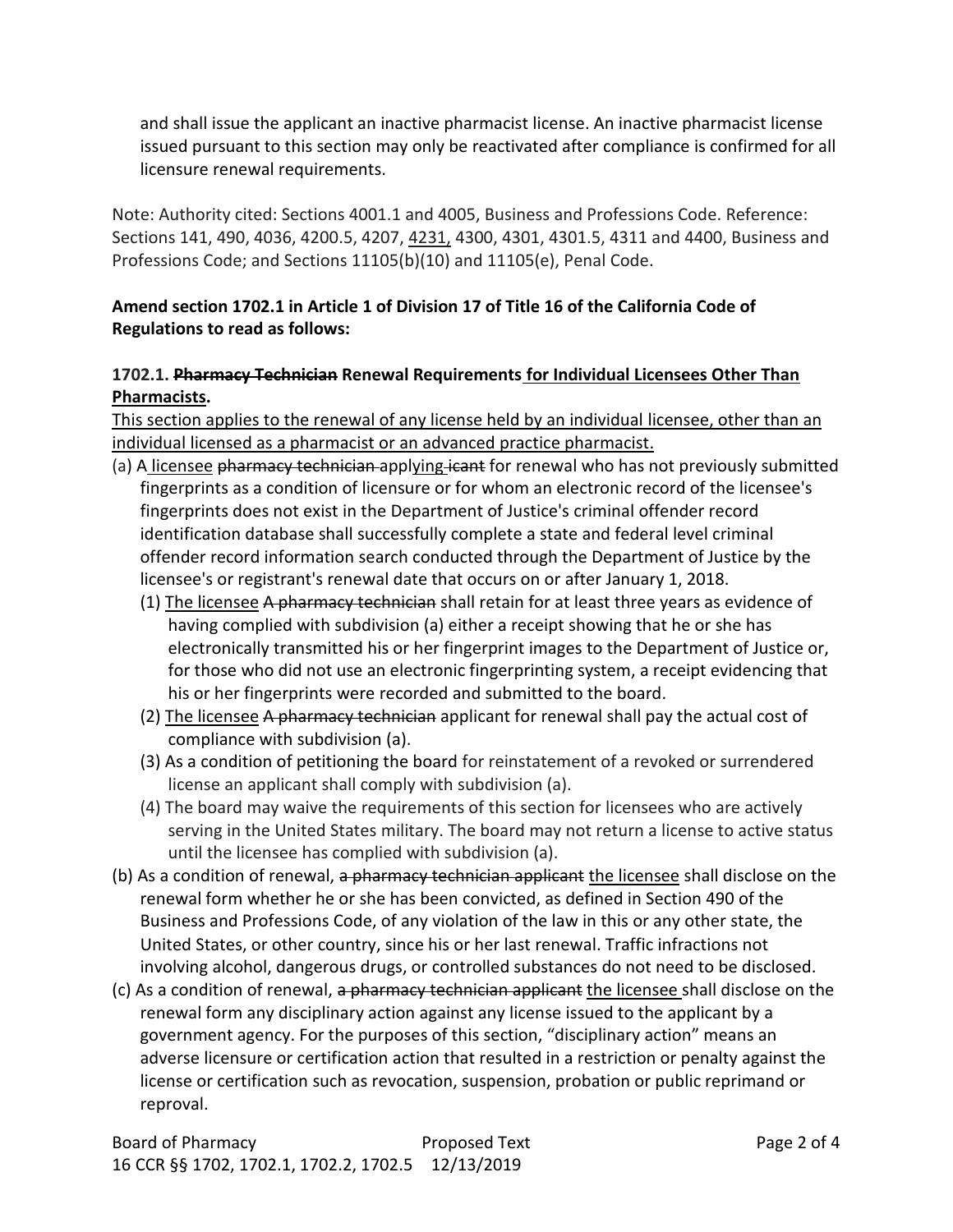and shall issue the applicant an inactive pharmacist license. An inactive pharmacist license issued pursuant to this section may only be reactivated after compliance is confirmed for all licensure renewal requirements.

Note: Authority cited: Sections 4001.1 and 4005, Business and Professions Code. Reference: Sections 141, 490, 4036, 4200.5, 4207, <u>4231,</u> 4300, 4301, 4301.5, 4311 and 4400, Business and Professions Code; and Sections 11105(b)(10) and 11105(e), Penal Code.

**Amend section 1702.1 in Article 1 of Division 17 of Title 16 of the California Code of Regulations to read as follows:**

**1702.1. ~~Pharmacy Technician~~ Renewal Requirements <u>for Individual Licensees Other Than Pharmacists</u>.**

<u>This section applies to the renewal of any license held by an individual licensee, other than an individual licensed as a pharmacist or an advanced practice pharmacist.</u>

(a) A <u>licensee</u> ~~pharmacy technician~~ appl<u>ying</u> ~~icant~~ for renewal who has not previously submitted fingerprints as a condition of licensure or for whom an electronic record of the licensee's fingerprints does not exist in the Department of Justice's criminal offender record identification database shall successfully complete a state and federal level criminal offender record information search conducted through the Department of Justice by the licensee's or registrant's renewal date that occurs on or after January 1, 2018.

(1) <u>The licensee</u> ~~A pharmacy technician~~ shall retain for at least three years as evidence of having complied with subdivision (a) either a receipt showing that he or she has electronically transmitted his or her fingerprint images to the Department of Justice or, for those who did not use an electronic fingerprinting system, a receipt evidencing that his or her fingerprints were recorded and submitted to the board.

(2) <u>The licensee</u> ~~A pharmacy technician~~ applicant for renewal shall pay the actual cost of compliance with subdivision (a).

(3) As a condition of petitioning the board for reinstatement of a revoked or surrendered license an applicant shall comply with subdivision (a).

(4) The board may waive the requirements of this section for licensees who are actively serving in the United States military. The board may not return a license to active status until the licensee has complied with subdivision (a).

(b) As a condition of renewal, ~~a pharmacy technician applicant~~ <u>the licensee</u> shall disclose on the renewal form whether he or she has been convicted, as defined in Section 490 of the Business and Professions Code, of any violation of the law in this or any other state, the United States, or other country, since his or her last renewal. Traffic infractions not involving alcohol, dangerous drugs, or controlled substances do not need to be disclosed.

(c) As a condition of renewal, ~~a pharmacy technician applicant~~ <u>the licensee</u> shall disclose on the renewal form any disciplinary action against any license issued to the applicant by a government agency. For the purposes of this section, "disciplinary action" means an adverse licensure or certification action that resulted in a restriction or penalty against the license or certification such as revocation, suspension, probation or public reprimand or reproval.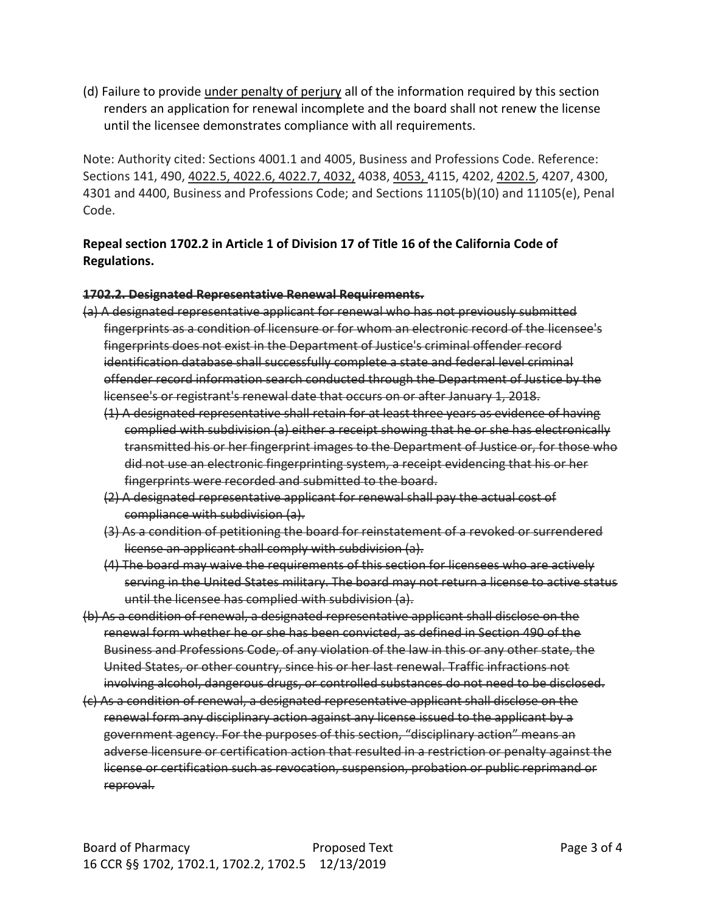(d) Failure to provide <u>under penalty of perjury</u> all of the information required by this section renders an application for renewal incomplete and the board shall not renew the license until the licensee demonstrates compliance with all requirements.

Note: Authority cited: Sections 4001.1 and 4005, Business and Professions Code. Reference: Sections 141, 490, <u>4022.5, 4022.6, 4022.7, 4032,</u> 4038, <u>4053,</u> 4115, 4202, <u>4202.5</u>, 4207, 4300, 4301 and 4400, Business and Professions Code; and Sections 11105(b)(10) and 11105(e), Penal Code.

**Repeal section 1702.2 in Article 1 of Division 17 of Title 16 of the California Code of Regulations.**

**~~1702.2. Designated Representative Renewal Requirements.~~**

~~(a) A designated representative applicant for renewal who has not previously submitted fingerprints as a condition of licensure or for whom an electronic record of the licensee's fingerprints does not exist in the Department of Justice's criminal offender record identification database shall successfully complete a state and federal level criminal offender record information search conducted through the Department of Justice by the licensee's or registrant's renewal date that occurs on or after January 1, 2018.~~

~~(1) A designated representative shall retain for at least three years as evidence of having complied with subdivision (a) either a receipt showing that he or she has electronically transmitted his or her fingerprint images to the Department of Justice or, for those who did not use an electronic fingerprinting system, a receipt evidencing that his or her fingerprints were recorded and submitted to the board.~~

~~(2) A designated representative applicant for renewal shall pay the actual cost of compliance with subdivision (a).~~

~~(3) As a condition of petitioning the board for reinstatement of a revoked or surrendered license an applicant shall comply with subdivision (a).~~

~~(4) The board may waive the requirements of this section for licensees who are actively serving in the United States military. The board may not return a license to active status until the licensee has complied with subdivision (a).~~

~~(b) As a condition of renewal, a designated representative applicant shall disclose on the renewal form whether he or she has been convicted, as defined in Section 490 of the Business and Professions Code, of any violation of the law in this or any other state, the United States, or other country, since his or her last renewal. Traffic infractions not involving alcohol, dangerous drugs, or controlled substances do not need to be disclosed.~~

~~(c) As a condition of renewal, a designated representative applicant shall disclose on the renewal form any disciplinary action against any license issued to the applicant by a government agency. For the purposes of this section, "disciplinary action" means an adverse licensure or certification action that resulted in a restriction or penalty against the license or certification such as revocation, suspension, probation or public reprimand or reproval.~~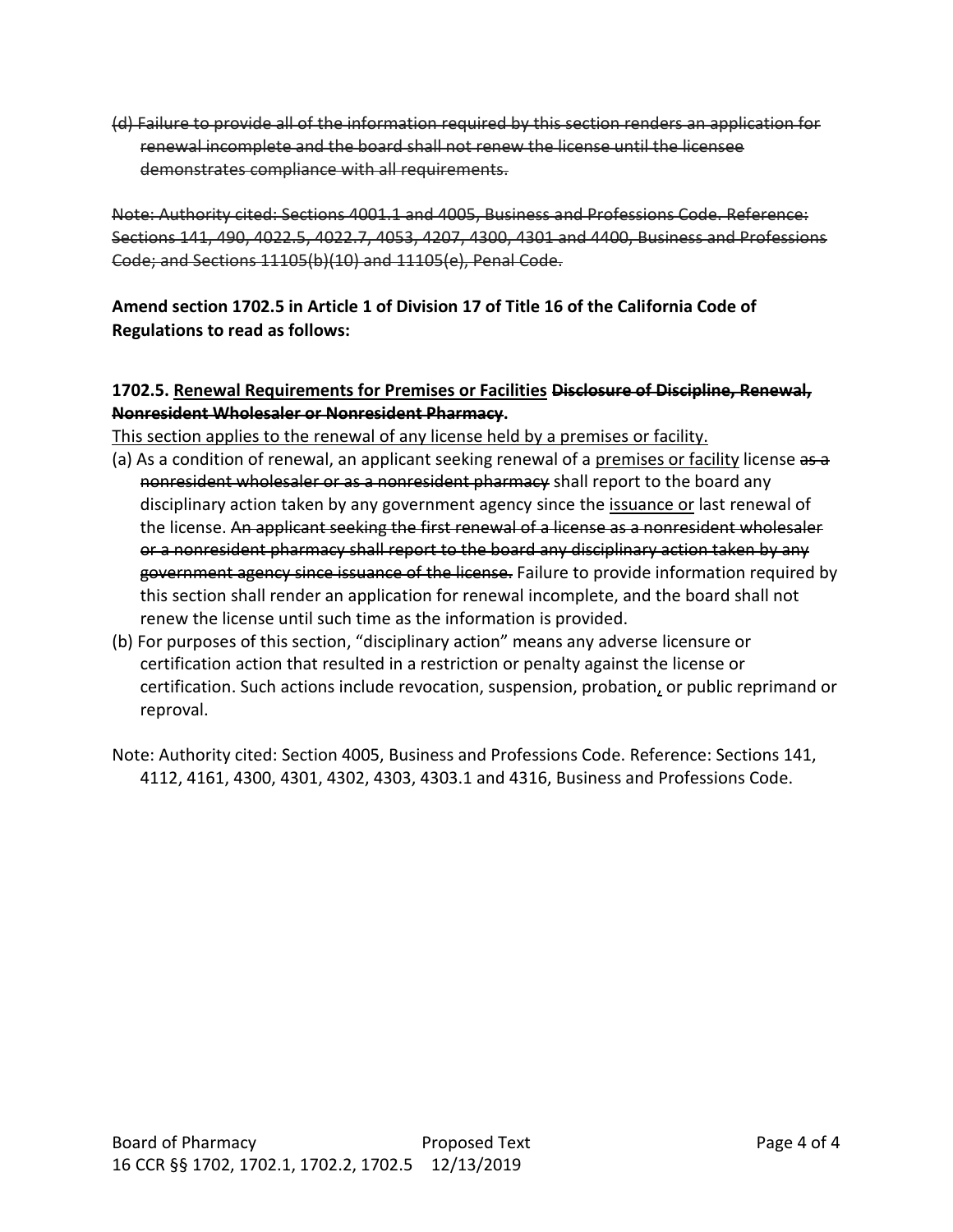~~(d) Failure to provide all of the information required by this section renders an application for renewal incomplete and the board shall not renew the license until the licensee demonstrates compliance with all requirements.~~

~~Note: Authority cited: Sections 4001.1 and 4005, Business and Professions Code. Reference: Sections 141, 490, 4022.5, 4022.7, 4053, 4207, 4300, 4301 and 4400, Business and Professions Code; and Sections 11105(b)(10) and 11105(e), Penal Code.~~

**Amend section 1702.5 in Article 1 of Division 17 of Title 16 of the California Code of Regulations to read as follows:**

**1702.5. <u>Renewal Requirements for Premises or Facilities</u> ~~Disclosure of Discipline, Renewal, Nonresident Wholesaler or Nonresident Pharmacy~~.**

<u>This section applies to the renewal of any license held by a premises or facility.</u>

(a) As a condition of renewal, an applicant seeking renewal of a <u>premises or facility</u> license ~~as a nonresident wholesaler or as a nonresident pharmacy~~ shall report to the board any disciplinary action taken by any government agency since the <u>issuance or</u> last renewal of the license. ~~An applicant seeking the first renewal of a license as a nonresident wholesaler or a nonresident pharmacy shall report to the board any disciplinary action taken by any government agency since issuance of the license.~~ Failure to provide information required by this section shall render an application for renewal incomplete, and the board shall not renew the license until such time as the information is provided.

(b) For purposes of this section, "disciplinary action" means any adverse licensure or certification action that resulted in a restriction or penalty against the license or certification. Such actions include revocation, suspension, probation<u>,</u> or public reprimand or reproval.

Note: Authority cited: Section 4005, Business and Professions Code. Reference: Sections 141, 4112, 4161, 4300, 4301, 4302, 4303, 4303.1 and 4316, Business and Professions Code.